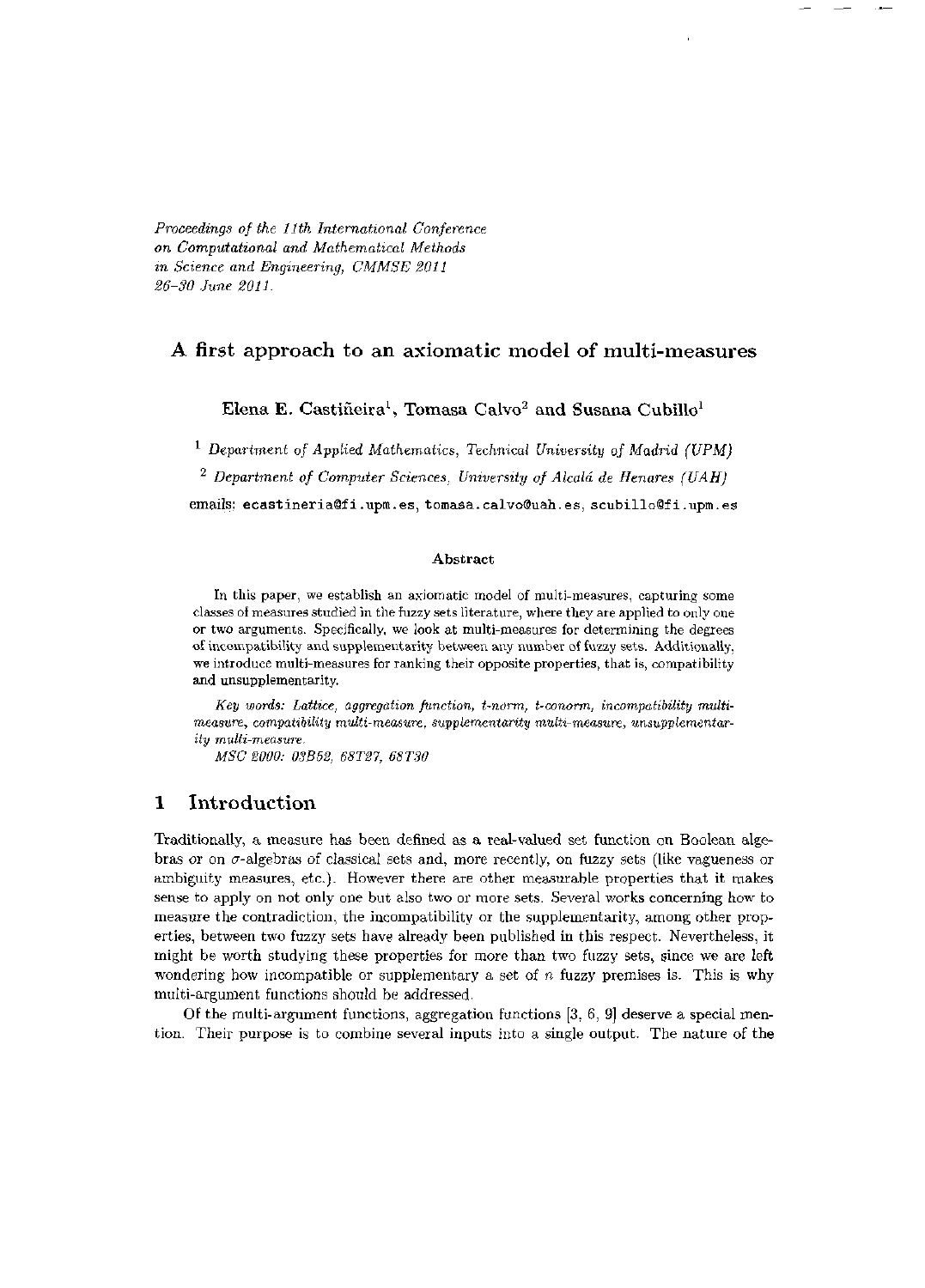*Proceedings of the 11th International Conference on Computational and Mathematical Methods in Science and Engineering, CMMSE 2011 26–30 June 2011.*

# A first approach to an axiomatic model of multi-measures

**Elena E. Castiñeira[1], Tomasa Calvo[2] and Susana Cubillo[1]**

[1] *Department of Applied Mathematics, Technical University of Madrid (UPM)*

[2] *Department of Computer Sciences, University of Alcalá de Henares (UAH)*

emails: ecastineria@fi.upm.es, tomasa.calvo@uah.es, scubillo@fi.upm.es

### Abstract

In this paper, we establish an axiomatic model of multi-measures, capturing some classes of measures studied in the fuzzy sets literature, where they are applied to only one or two arguments. Specifically, we look at multi-measures for determining the degrees of incompatibility and supplementarity between any number of fuzzy sets. Additionally, we introduce multi-measures for ranking their opposite properties, that is, compatibility and unsupplementarity.

*Key words: Lattice, aggregation function, t-norm, t-conorm, incompatibility multi-measure, compatibility multi-measure, supplementarity multi-measure, unsupplementarity multi-measure.*

*MSC 2000: 03B52, 68T27, 68T30*

## 1 Introduction

Traditionally, a measure has been defined as a real-valued set function on Boolean algebras or on $\sigma$-algebras of classical sets and, more recently, on fuzzy sets (like vagueness or ambiguity measures, etc.). However there are other measurable properties that it makes sense to apply on not only one but also two or more sets. Several works concerning how to measure the contradiction, the incompatibility or the supplementarity, among other properties, between two fuzzy sets have already been published in this respect. Nevertheless, it might be worth studying these properties for more than two fuzzy sets, since we are left wondering how incompatible or supplementary a set of $n$ fuzzy premises is. This is why multi-argument functions should be addressed.

Of the multi-argument functions, aggregation functions [3, 6, 9] deserve a special mention. Their purpose is to combine several inputs into a single output. The nature of the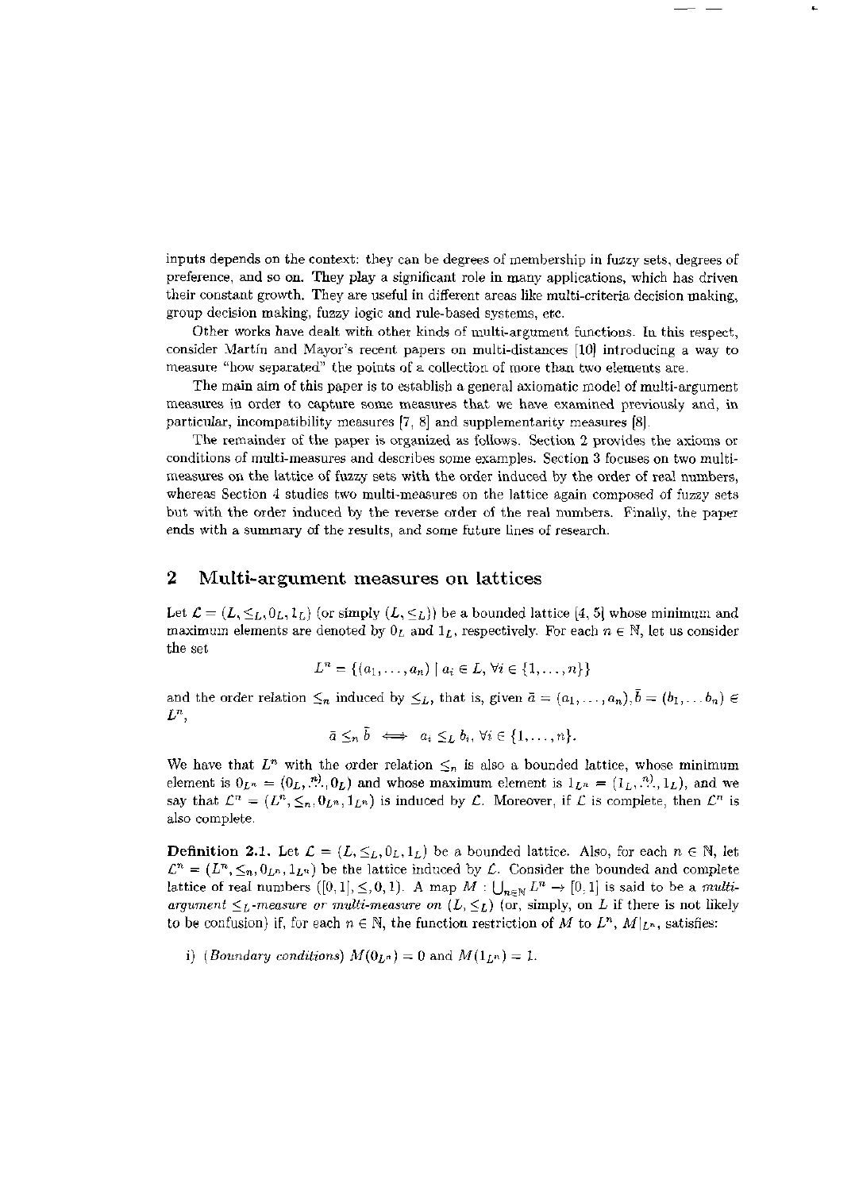inputs depends on the context: they can be degrees of membership in fuzzy sets, degrees of preference, and so on. They play a significant role in many applications, which has driven their constant growth. They are useful in different areas like multi-criteria decision making, group decision making, fuzzy logic and rule-based systems, etc.

Other works have dealt with other kinds of multi-argument functions. In this respect, consider Martín and Mayor's recent papers on multi-distances [10] introducing a way to measure "how separated" the points of a collection of more than two elements are.

The main aim of this paper is to establish a general axiomatic model of multi-argument measures in order to capture some measures that we have examined previously and, in particular, incompatibility measures [7, 8] and supplementarity measures [8].

The remainder of the paper is organized as follows. Section 2 provides the axioms or conditions of multi-measures and describes some examples. Section 3 focuses on two multi-measures on the lattice of fuzzy sets with the order induced by the order of real numbers, whereas Section 4 studies two multi-measures on the lattice again composed of fuzzy sets but with the order induced by the reverse order of the real numbers. Finally, the paper ends with a summary of the results, and some future lines of research.

## 2 Multi-argument measures on lattices

Let $\mathcal{L} = (L, \leq_L, 0_L, 1_L)$ (or simply $(L, \leq_L)$) be a bounded lattice [4, 5] whose minimum and maximum elements are denoted by $0_L$ and $1_L$, respectively. For each $n \in \mathbb{N}$, let us consider the set

$$L^n = \{(a_1, \ldots, a_n) \mid a_i \in L, \forall i \in \{1, \ldots, n\}\}$$

and the order relation $\leq_n$ induced by $\leq_L$, that is, given $\bar{a} = (a_1, \ldots, a_n), \bar{b} = (b_1, \ldots b_n) \in L^n$,

$$\bar{a} \leq_n \bar{b} \iff a_i \leq_L b_i, \forall i \in \{1, \ldots, n\}.$$

We have that $L^n$ with the order relation $\leq_n$ is also a bounded lattice, whose minimum element is $0_{L^n} = (0_L, \overset{n)}{\ldots}, 0_L)$ and whose maximum element is $1_{L^n} = (1_L, \overset{n)}{\ldots}, 1_L)$, and we say that $\mathcal{L}^n = (L^n, \leq_n, 0_{L^n}, 1_{L^n})$ is induced by $\mathcal{L}$. Moreover, if $\mathcal{L}$ is complete, then $\mathcal{L}^n$ is also complete.

**Definition 2.1.** Let $\mathcal{L} = (L, \leq_L, 0_L, 1_L)$ be a bounded lattice. Also, for each $n \in \mathbb{N}$, let $\mathcal{L}^n = (L^n, \leq_n, 0_{L^n}, 1_{L^n})$ be the lattice induced by $\mathcal{L}$. Consider the bounded and complete lattice of real numbers $([0, 1], \leq, 0, 1)$. A map $M : \bigcup_{n \in \mathbb{N}} L^n \to [0, 1]$ is said to be a *multi-argument $\leq_L$-measure or multi-measure on* $(L, \leq_L)$ (or, simply, on $L$ if there is not likely to be confusion) if, for each $n \in \mathbb{N}$, the function restriction of $M$ to $L^n$, $M|_{L^n}$, satisfies:

i) (*Boundary conditions*) $M(0_{L^n}) = 0$ and $M(1_{L^n}) = 1$.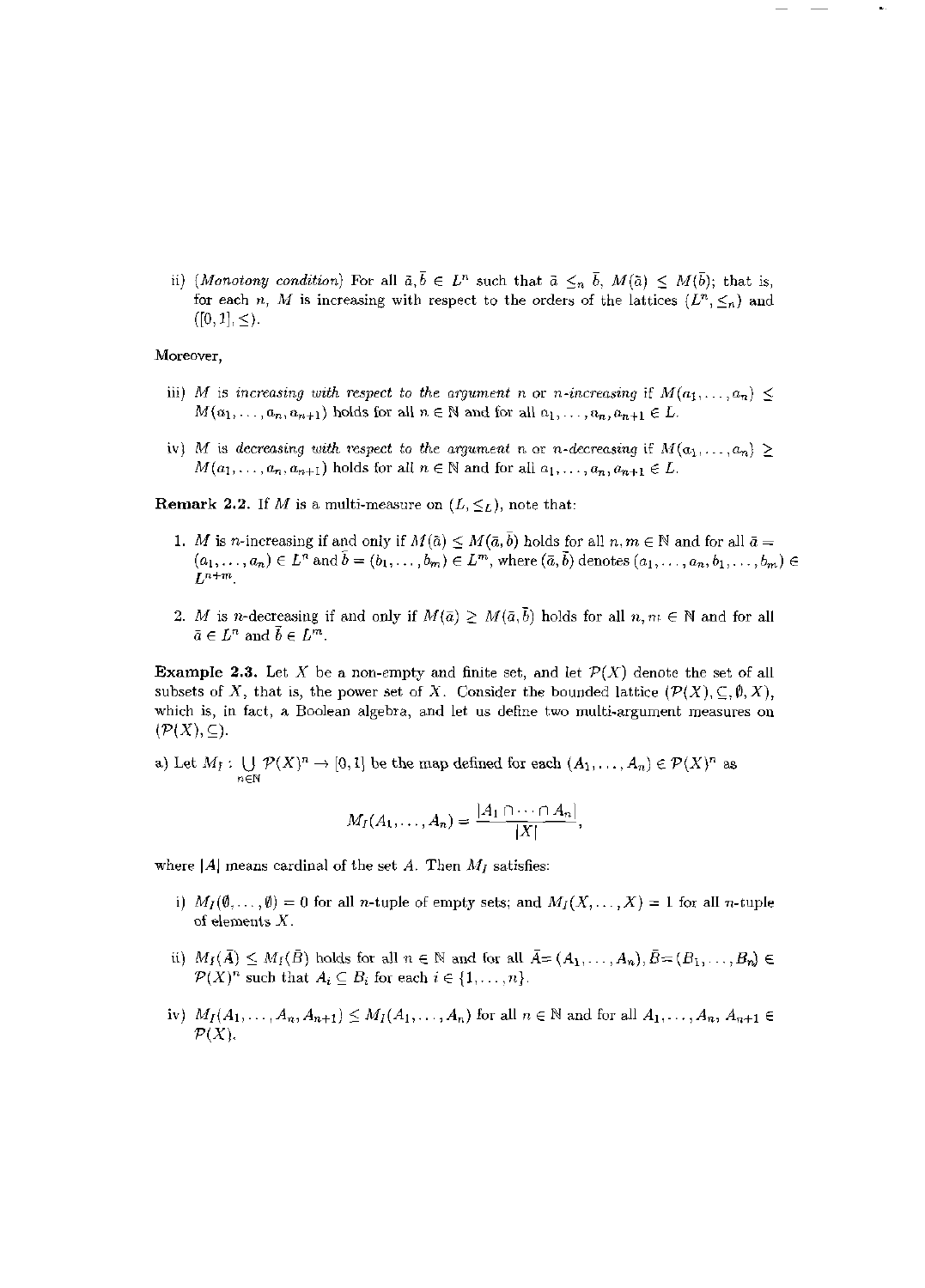ii) (*Monotony condition*) For all $\bar{a}, \bar{b} \in L^n$ such that $\bar{a} \leq_n \bar{b}$, $M(\bar{a}) \leq M(\bar{b})$; that is, for each $n$, $M$ is increasing with respect to the orders of the lattices $(L^n, \leq_n)$ and $([0,1], \leq)$.

Moreover,

iii) $M$ is *increasing with respect to the argument n* or *n-increasing* if $M(a_1, \ldots, a_n) \leq M(a_1, \ldots, a_n, a_{n+1})$ holds for all $n \in \mathbb{N}$ and for all $a_1, \ldots, a_n, a_{n+1} \in L$.

iv) $M$ is *decreasing with respect to the argument n* or *n-decreasing* if $M(a_1, \ldots, a_n) \geq M(a_1, \ldots, a_n, a_{n+1})$ holds for all $n \in \mathbb{N}$ and for all $a_1, \ldots, a_n, a_{n+1} \in L$.

**Remark 2.2.** If $M$ is a multi-measure on $(L, \leq_L)$, note that:

1. $M$ is $n$-increasing if and only if $M(\bar{a}) \leq M(\bar{a}, \bar{b})$ holds for all $n, m \in \mathbb{N}$ and for all $\bar{a} = (a_1, \ldots, a_n) \in L^n$ and $\bar{b} = (b_1, \ldots, b_m) \in L^m$, where $(\bar{a}, \bar{b})$ denotes $(a_1, \ldots, a_n, b_1, \ldots, b_m) \in L^{n+m}$.

2. $M$ is $n$-decreasing if and only if $M(\bar{a}) \geq M(\bar{a}, \bar{b})$ holds for all $n, m \in \mathbb{N}$ and for all $\bar{a} \in L^n$ and $\bar{b} \in L^m$.

**Example 2.3.** Let $X$ be a non-empty and finite set, and let $\mathcal{P}(X)$ denote the set of all subsets of $X$, that is, the power set of $X$. Consider the bounded lattice $(\mathcal{P}(X), \subseteq, \emptyset, X)$, which is, in fact, a Boolean algebra, and let us define two multi-argument measures on $(\mathcal{P}(X), \subseteq)$.

a) Let $M_I : \bigcup_{n \in \mathbb{N}} \mathcal{P}(X)^n \to [0,1]$ be the map defined for each $(A_1, \ldots, A_n) \in \mathcal{P}(X)^n$ as

$$M_I(A_1, \ldots, A_n) = \frac{|A_1 \cap \cdots \cap A_n|}{|X|},$$

where $|A|$ means cardinal of the set $A$. Then $M_I$ satisfies:

i) $M_I(\emptyset, \ldots, \emptyset) = 0$ for all $n$-tuple of empty sets; and $M_I(X, \ldots, X) = 1$ for all $n$-tuple of elements $X$.

ii) $M_I(\bar{A}) \leq M_I(\bar{B})$ holds for all $n \in \mathbb{N}$ and for all $\bar{A} = (A_1, \ldots, A_n), \bar{B} = (B_1, \ldots, B_n) \in \mathcal{P}(X)^n$ such that $A_i \subseteq B_i$ for each $i \in \{1, \ldots, n\}$.

iv) $M_I(A_1, \ldots, A_n, A_{n+1}) \leq M_I(A_1, \ldots, A_n)$ for all $n \in \mathbb{N}$ and for all $A_1, \ldots, A_n, A_{n+1} \in \mathcal{P}(X)$.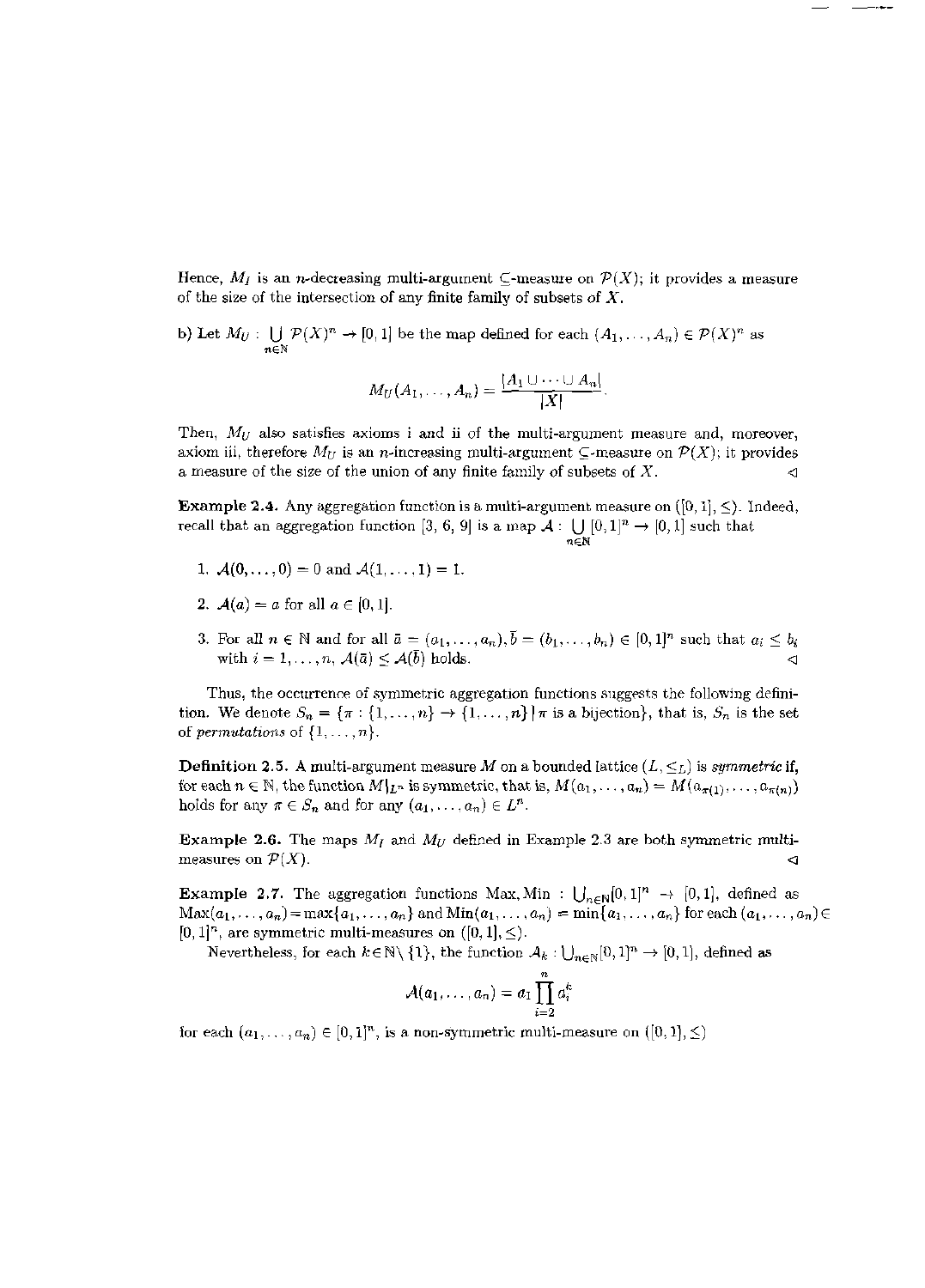Hence, $M_I$ is an $n$-decreasing multi-argument $\subseteq$-measure on $\mathcal{P}(X)$; it provides a measure of the size of the intersection of any finite family of subsets of $X$.

b) Let $M_U : \bigcup_{n \in \mathbb{N}} \mathcal{P}(X)^n \to [0,1]$ be the map defined for each $(A_1, \ldots, A_n) \in \mathcal{P}(X)^n$ as

$$M_U(A_1, \ldots, A_n) = \frac{|A_1 \cup \cdots \cup A_n|}{|X|}.$$

Then, $M_U$ also satisfies axioms i and ii of the multi-argument measure and, moreover, axiom iii, therefore $M_U$ is an $n$-increasing multi-argument $\subseteq$-measure on $\mathcal{P}(X)$; it provides a measure of the size of the union of any finite family of subsets of $X$. ◁

**Example 2.4.** Any aggregation function is a multi-argument measure on $([0,1], \leq)$. Indeed, recall that an aggregation function [3, 6, 9] is a map $\mathcal{A} : \bigcup_{n \in \mathbb{N}} [0,1]^n \to [0,1]$ such that

1. $\mathcal{A}(0, \ldots, 0) = 0$ and $\mathcal{A}(1, \ldots, 1) = 1$.
2. $\mathcal{A}(a) = a$ for all $a \in [0,1]$.
3. For all $n \in \mathbb{N}$ and for all $\bar{a} = (a_1, \ldots, a_n), \bar{b} = (b_1, \ldots, b_n) \in [0,1]^n$ such that $a_i \leq b_i$ with $i = 1, \ldots, n$, $\mathcal{A}(\bar{a}) \leq \mathcal{A}(\bar{b})$ holds. ◁

Thus, the occurrence of symmetric aggregation functions suggests the following definition. We denote $S_n = \{\pi : \{1, \ldots, n\} \to \{1, \ldots, n\} \mid \pi \text{ is a bijection}\}$, that is, $S_n$ is the set of *permutations* of $\{1, \ldots, n\}$.

**Definition 2.5.** A multi-argument measure $M$ on a bounded lattice $(L, \leq_L)$ is *symmetric* if, for each $n \in \mathbb{N}$, the function $M|_{L^n}$ is symmetric, that is, $M(a_1, \ldots, a_n) = M(a_{\pi(1)}, \ldots, a_{\pi(n)})$ holds for any $\pi \in S_n$ and for any $(a_1, \ldots, a_n) \in L^n$.

**Example 2.6.** The maps $M_I$ and $M_U$ defined in Example 2.3 are both symmetric multi-measures on $\mathcal{P}(X)$. ◁

**Example 2.7.** The aggregation functions Max, Min : $\bigcup_{n \in \mathbb{N}} [0,1]^n \to [0,1]$, defined as $\text{Max}(a_1, \ldots, a_n) = \max\{a_1, \ldots, a_n\}$ and $\text{Min}(a_1, \ldots, a_n) = \min\{a_1, \ldots, a_n\}$ for each $(a_1, \ldots, a_n) \in [0,1]^n$, are symmetric multi-measures on $([0,1], \leq)$.

Nevertheless, for each $k \in \mathbb{N} \setminus \{1\}$, the function $\mathcal{A}_k : \bigcup_{n \in \mathbb{N}} [0,1]^n \to [0,1]$, defined as

$$\mathcal{A}(a_1, \ldots, a_n) = a_1 \prod_{i=2}^{n} a_i^k$$

for each $(a_1, \ldots, a_n) \in [0,1]^n$, is a non-symmetric multi-measure on $([0,1], \leq)$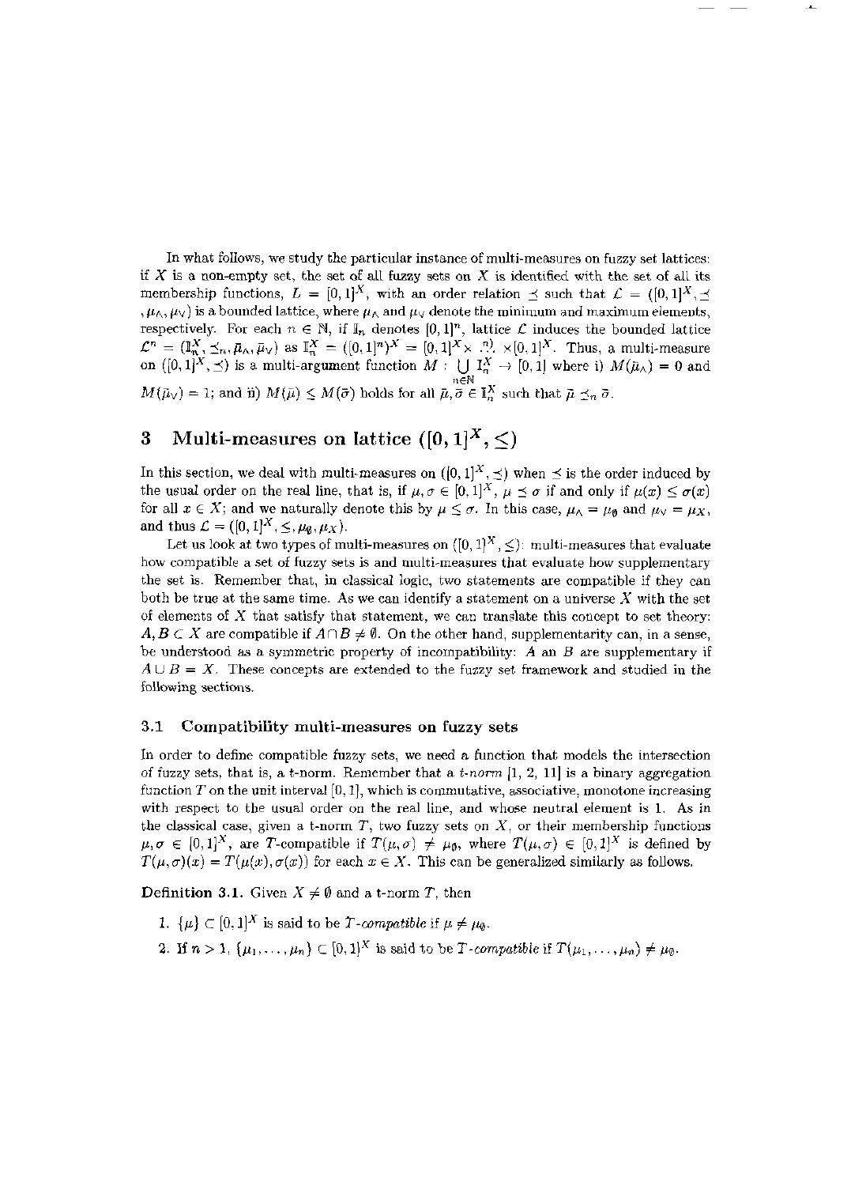In what follows, we study the particular instance of multi-measures on fuzzy set lattices: if $X$ is a non-empty set, the set of all fuzzy sets on $X$ is identified with the set of all its membership functions, $L = [0,1]^X$, with an order relation $\preceq$ such that $\mathcal{L} = ([0,1]^X, \preceq, \mu_\wedge, \mu_\vee)$ is a bounded lattice, where $\mu_\wedge$ and $\mu_\vee$ denote the minimum and maximum elements, respectively. For each $n \in \mathbb{N}$, if $\mathbb{I}_n$ denotes $[0,1]^n$, lattice $\mathcal{L}$ induces the bounded lattice $\mathcal{L}^n = (\mathbb{I}_n^X, \preceq_n, \bar{\mu}_\wedge, \bar{\mu}_\vee)$ as $\mathbb{I}_n^X = ([0,1]^n)^X = [0,1]^X \times \overset{n)}{\cdots} \times [0,1]^X$. Thus, a multi-measure on $([0,1]^X, \preceq)$ is a multi-argument function $M : \bigcup_{n \in \mathbb{N}} \mathbb{I}_n^X \to [0,1]$ where i) $M(\bar{\mu}_\wedge) = 0$ and $M(\bar{\mu}_\vee) = 1$; and ii) $M(\bar{\mu}) \leq M(\bar{\sigma})$ holds for all $\bar{\mu}, \bar{\sigma} \in \mathbb{I}_n^X$ such that $\bar{\mu} \preceq_n \bar{\sigma}$.

## 3 Multi-measures on lattice $([0,1]^X, \leq)$

In this section, we deal with multi-measures on $([0,1]^X, \preceq)$ when $\preceq$ is the order induced by the usual order on the real line, that is, if $\mu, \sigma \in [0,1]^X$, $\mu \preceq \sigma$ if and only if $\mu(x) \leq \sigma(x)$ for all $x \in X$; and we naturally denote this by $\mu \leq \sigma$. In this case, $\mu_\wedge = \mu_\emptyset$ and $\mu_\vee = \mu_X$, and thus $\mathcal{L} = ([0,1]^X, \leq, \mu_\emptyset, \mu_X)$.

Let us look at two types of multi-measures on $([0,1]^X, \leq)$: multi-measures that evaluate how compatible a set of fuzzy sets is and multi-measures that evaluate how supplementary the set is. Remember that, in classical logic, two statements are compatible if they can both be true at the same time. As we can identify a statement on a universe $X$ with the set of elements of $X$ that satisfy that statement, we can translate this concept to set theory: $A, B \subset X$ are compatible if $A \cap B \neq \emptyset$. On the other hand, supplementarity can, in a sense, be understood as a symmetric property of incompatibility: $A$ an $B$ are supplementary if $A \cup B = X$. These concepts are extended to the fuzzy set framework and studied in the following sections.

### 3.1 Compatibility multi-measures on fuzzy sets

In order to define compatible fuzzy sets, we need a function that models the intersection of fuzzy sets, that is, a t-norm. Remember that a *t-norm* [1, 2, 11] is a binary aggregation function $T$ on the unit interval $[0,1]$, which is commutative, associative, monotone increasing with respect to the usual order on the real line, and whose neutral element is 1. As in the classical case, given a t-norm $T$, two fuzzy sets on $X$, or their membership functions $\mu, \sigma \in [0,1]^X$, are $T$-compatible if $T(\mu, \sigma) \neq \mu_\emptyset$, where $T(\mu, \sigma) \in [0,1]^X$ is defined by $T(\mu, \sigma)(x) = T(\mu(x), \sigma(x))$ for each $x \in X$. This can be generalized similarly as follows.

**Definition 3.1.** Given $X \neq \emptyset$ and a t-norm $T$, then

1. $\{\mu\} \subset [0,1]^X$ is said to be *T-compatible* if $\mu \neq \mu_\emptyset$.
2. If $n > 1$, $\{\mu_1, \ldots, \mu_n\} \subset [0,1]^X$ is said to be *T-compatible* if $T(\mu_1, \ldots, \mu_n) \neq \mu_\emptyset$.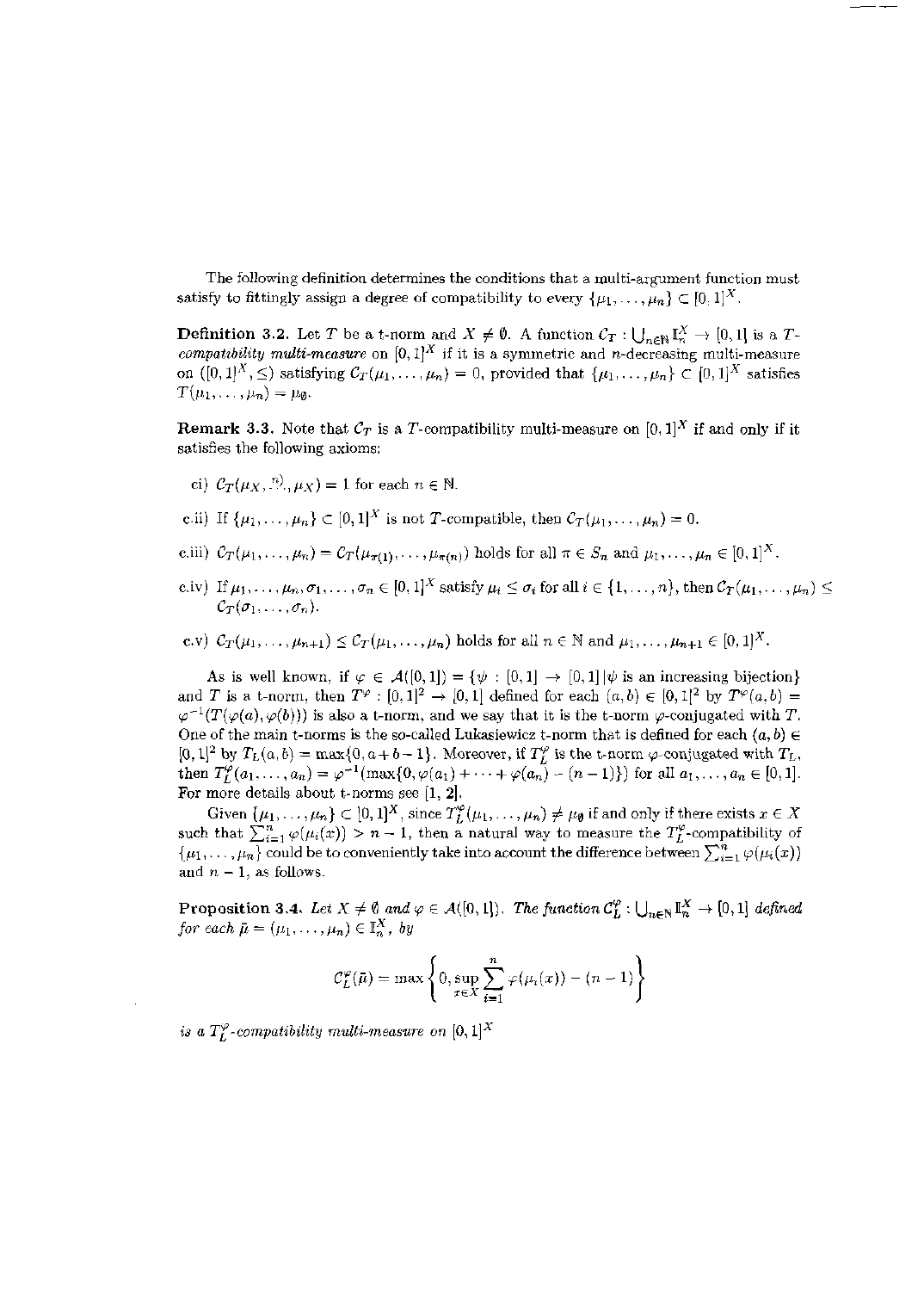The following definition determines the conditions that a multi-argument function must satisfy to fittingly assign a degree of compatibility to every $\{\mu_1, \dots, \mu_n\} \subset [0,1]^X$.

**Definition 3.2.** Let $T$ be a t-norm and $X \neq \emptyset$. A function $\mathcal{C}_T : \bigcup_{n\in\mathbb{N}} \mathbb{I}_n^X \to [0,1]$ is a *$T$-compatibility multi-measure* on $[0,1]^X$ if it is a symmetric and $n$-decreasing multi-measure on $([0,1]^X, \leq)$ satisfying $\mathcal{C}_T(\mu_1, \dots, \mu_n) = 0$, provided that $\{\mu_1, \dots, \mu_n\} \subset [0,1]^X$ satisfies $T(\mu_1, \dots, \mu_n) = \mu_\emptyset$.

**Remark 3.3.** Note that $\mathcal{C}_T$ is a $T$-compatibility multi-measure on $[0,1]^X$ if and only if it satisfies the following axioms:

- c.i) $\mathcal{C}_T(\mu_X, \overset{n)}{\dots}, \mu_X) = 1$ for each $n \in \mathbb{N}$.
- c.ii) If $\{\mu_1, \dots, \mu_n\} \subset [0,1]^X$ is not $T$-compatible, then $\mathcal{C}_T(\mu_1, \dots, \mu_n) = 0$.
- c.iii) $\mathcal{C}_T(\mu_1, \dots, \mu_n) = \mathcal{C}_T(\mu_{\pi(1)}, \dots, \mu_{\pi(n)})$ holds for all $\pi \in S_n$ and $\mu_1, \dots, \mu_n \in [0,1]^X$.
- c.iv) If $\mu_1, \dots, \mu_n, \sigma_1, \dots, \sigma_n \in [0,1]^X$ satisfy $\mu_i \leq \sigma_i$ for all $i \in \{1, \dots, n\}$, then $\mathcal{C}_T(\mu_1, \dots, \mu_n) \leq \mathcal{C}_T(\sigma_1, \dots, \sigma_n)$.
- c.v) $\mathcal{C}_T(\mu_1, \dots, \mu_{n+1}) \leq \mathcal{C}_T(\mu_1, \dots, \mu_n)$ holds for all $n \in \mathbb{N}$ and $\mu_1, \dots, \mu_{n+1} \in [0,1]^X$.

As is well known, if $\varphi \in \mathcal{A}([0,1]) = \{\psi : [0,1] \to [0,1] \,|\, \psi \text{ is an increasing bijection}\}$ and $T$ is a t-norm, then $T^\varphi : [0,1]^2 \to [0,1]$ defined for each $(a,b) \in [0,1]^2$ by $T^\varphi(a,b) = \varphi^{-1}(T(\varphi(a), \varphi(b)))$ is also a t-norm, and we say that it is the t-norm $\varphi$-conjugated with $T$. One of the main t-norms is the so-called Lukasiewicz t-norm that is defined for each $(a,b) \in [0,1]^2$ by $T_L(a,b) = \max\{0, a+b-1\}$. Moreover, if $T_L^\varphi$ is the t-norm $\varphi$-conjugated with $T_L$, then $T_L^\varphi(a_1, \dots, a_n) = \varphi^{-1}(\max\{0, \varphi(a_1) + \dots + \varphi(a_n) - (n-1)\})$ for all $a_1, \dots, a_n \in [0,1]$. For more details about t-norms see [1, 2].

Given $\{\mu_1, \dots, \mu_n\} \subset [0,1]^X$, since $T_L^\varphi(\mu_1, \dots, \mu_n) \neq \mu_\emptyset$ if and only if there exists $x \in X$ such that $\sum_{i=1}^n \varphi(\mu_i(x)) > n-1$, then a natural way to measure the $T_L^\varphi$-compatibility of $\{\mu_1, \dots, \mu_n\}$ could be to conveniently take into account the difference between $\sum_{i=1}^n \varphi(\mu_i(x))$ and $n-1$, as follows.

**Proposition 3.4.** *Let $X \neq \emptyset$ and $\varphi \in \mathcal{A}([0,1])$. The function $\mathcal{C}_L^\varphi : \bigcup_{n\in\mathbb{N}} \mathbb{I}_n^X \to [0,1]$ defined for each $\bar{\mu} = (\mu_1, \dots, \mu_n) \in \mathbb{I}_n^X$, by*

$$\mathcal{C}_L^\varphi(\bar{\mu}) = \max\left\{0, \sup_{x\in X} \sum_{i=1}^n \varphi(\mu_i(x)) - (n-1)\right\}$$

*is a $T_L^\varphi$-compatibility multi-measure on $[0,1]^X$*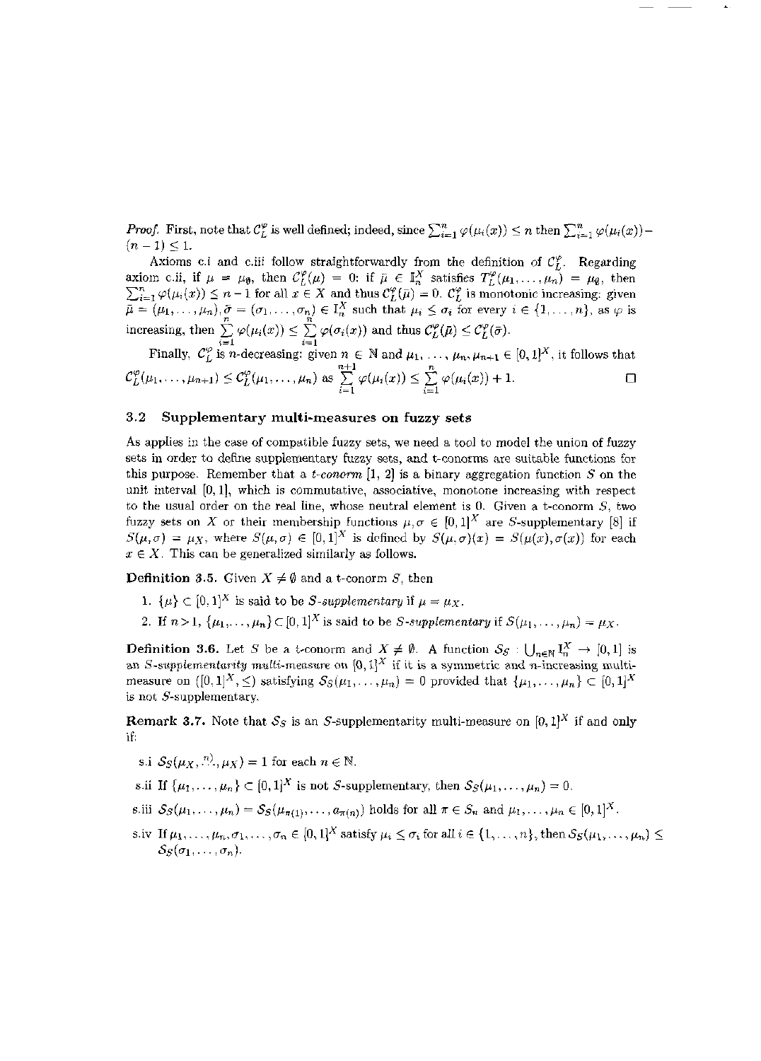*Proof.* First, note that $\mathcal{C}_L^\varphi$ is well defined; indeed, since $\sum_{i=1}^n \varphi(\mu_i(x)) \leq n$ then $\sum_{i=1}^n \varphi(\mu_i(x)) - (n-1) \leq 1$.

Axioms c.i and c.iii follow straightforwardly from the definition of $\mathcal{C}_L^\varphi$. Regarding axiom c.ii, if $\mu = \mu_\emptyset$, then $\mathcal{C}_L^\varphi(\mu) = 0$; if $\bar{\mu} \in \mathbb{I}_n^X$ satisfies $T_L^\varphi(\mu_1, \ldots, \mu_n) = \mu_\emptyset$, then $\sum_{i=1}^n \varphi(\mu_i(x)) \leq n-1$ for all $x \in X$ and thus $\mathcal{C}_L^\varphi(\bar{\mu}) = 0$. $\mathcal{C}_L^\varphi$ is monotonic increasing: given $\bar{\mu} = (\mu_1, \ldots, \mu_n), \bar{\sigma} = (\sigma_1, \ldots, \sigma_n) \in \mathbb{I}_n^X$ such that $\mu_i \leq \sigma_i$ for every $i \in \{1, \ldots, n\}$, as $\varphi$ is increasing, then $\sum_{i=1}^n \varphi(\mu_i(x)) \leq \sum_{i=1}^n \varphi(\sigma_i(x))$ and thus $\mathcal{C}_L^\varphi(\bar{\mu}) \leq \mathcal{C}_L^\varphi(\bar{\sigma})$.

Finally, $\mathcal{C}_L^\varphi$ is $n$-decreasing: given $n \in \mathbb{N}$ and $\mu_1, \ldots, \mu_n, \mu_{n+1} \in [0,1]^X$, it follows that $\mathcal{C}_L^\varphi(\mu_1, \ldots, \mu_{n+1}) \leq \mathcal{C}_L^\varphi(\mu_1, \ldots, \mu_n)$ as $\sum_{i=1}^{n+1} \varphi(\mu_i(x)) \leq \sum_{i=1}^{n} \varphi(\mu_i(x)) + 1$. □

### 3.2 Supplementary multi-measures on fuzzy sets

As applies in the case of compatible fuzzy sets, we need a tool to model the union of fuzzy sets in order to define supplementary fuzzy sets, and t-conorms are suitable functions for this purpose. Remember that a *t-conorm* [1, 2] is a binary aggregation function $S$ on the unit interval $[0,1]$, which is commutative, associative, monotone increasing with respect to the usual order on the real line, whose neutral element is 0. Given a t-conorm $S$, two fuzzy sets on $X$ or their membership functions $\mu, \sigma \in [0,1]^X$ are $S$-supplementary [8] if $S(\mu, \sigma) = \mu_X$, where $S(\mu, \sigma) \in [0,1]^X$ is defined by $S(\mu, \sigma)(x) = S(\mu(x), \sigma(x))$ for each $x \in X$. This can be generalized similarly as follows.

**Definition 3.5.** Given $X \neq \emptyset$ and a t-conorm $S$, then

1. $\{\mu\} \subset [0,1]^X$ is said to be *$S$-supplementary* if $\mu = \mu_X$.
2. If $n > 1$, $\{\mu_1, \ldots, \mu_n\} \subset [0,1]^X$ is said to be *$S$-supplementary* if $S(\mu_1, \ldots, \mu_n) = \mu_X$.

**Definition 3.6.** Let $S$ be a t-conorm and $X \neq \emptyset$. A function $\mathcal{S}_S : \bigcup_{n \in \mathbb{N}} \mathbb{I}_n^X \to [0,1]$ is an *$S$-supplementarity multi-measure* on $[0,1]^X$ if it is a symmetric and $n$-increasing multi-measure on $([0,1]^X, \leq)$ satisfying $\mathcal{S}_S(\mu_1, \ldots, \mu_n) = 0$ provided that $\{\mu_1, \ldots, \mu_n\} \subset [0,1]^X$ is not $S$-supplementary.

**Remark 3.7.** Note that $\mathcal{S}_S$ is an $S$-supplementarity multi-measure on $[0,1]^X$ if and only if:

- s.i $\mathcal{S}_S(\mu_X, \overset{n)}{\ldots}, \mu_X) = 1$ for each $n \in \mathbb{N}$.
- s.ii If $\{\mu_1, \ldots, \mu_n\} \subset [0,1]^X$ is not $S$-supplementary, then $\mathcal{S}_S(\mu_1, \ldots, \mu_n) = 0$.
- s.iii $\mathcal{S}_S(\mu_1, \ldots, \mu_n) = \mathcal{S}_S(\mu_{\pi(1)}, \ldots, a_{\pi(n)})$ holds for all $\pi \in S_n$ and $\mu_1, \ldots, \mu_n \in [0,1]^X$.
- s.iv If $\mu_1, \ldots, \mu_n, \sigma_1, \ldots, \sigma_n \in [0,1]^X$ satisfy $\mu_i \leq \sigma_i$ for all $i \in \{1, \ldots, n\}$, then $\mathcal{S}_S(\mu_1, \ldots, \mu_n) \leq \mathcal{S}_S(\sigma_1, \ldots, \sigma_n)$.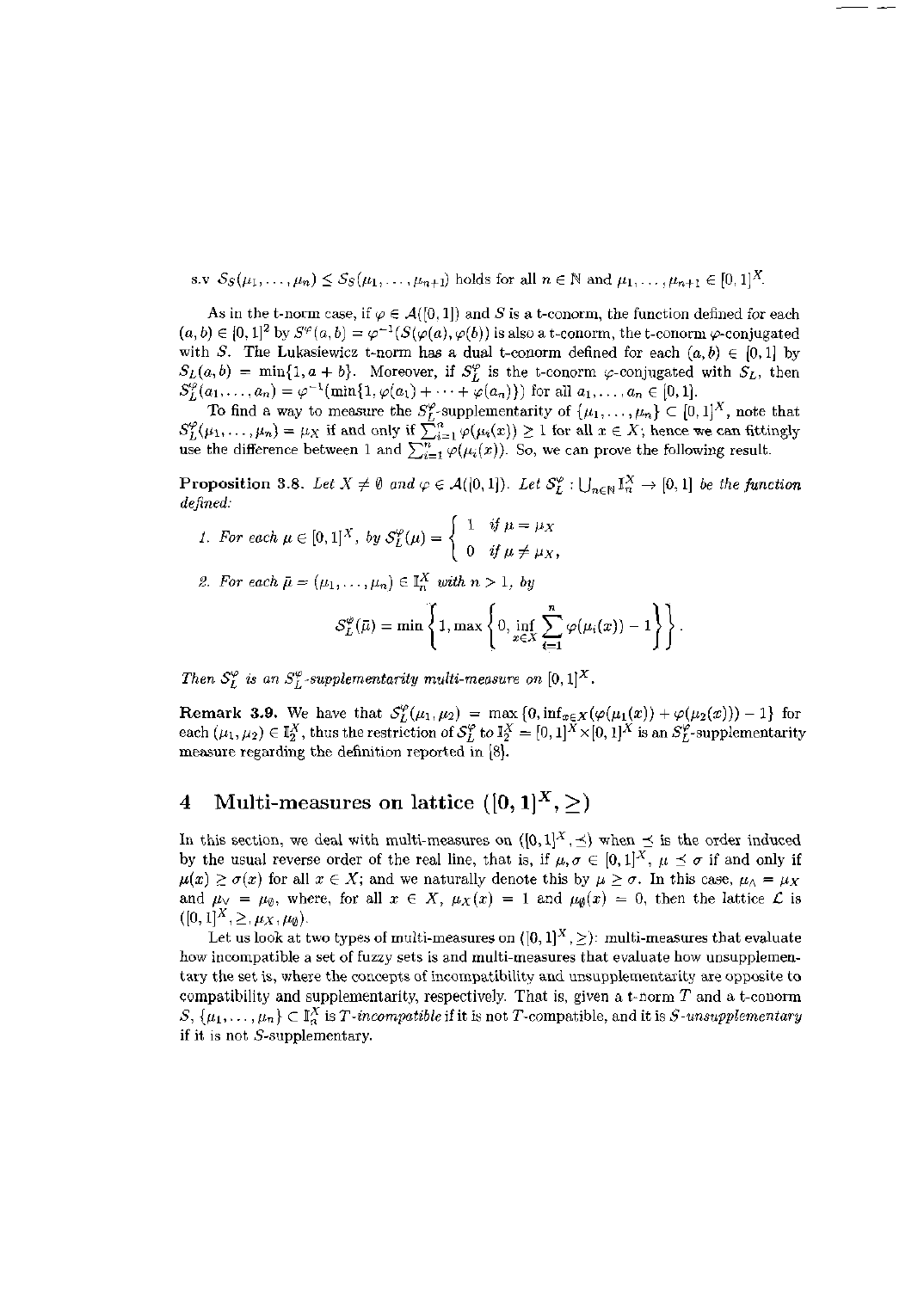s.v $\mathcal{S}_S(\mu_1, \ldots, \mu_n) \leq \mathcal{S}_S(\mu_1, \ldots, \mu_{n+1})$ holds for all $n \in \mathbb{N}$ and $\mu_1, \ldots, \mu_{n+1} \in [0,1]^X$.

As in the t-norm case, if $\varphi \in \mathcal{A}([0,1])$ and $S$ is a t-conorm, the function defined for each $(a,b) \in [0,1]^2$ by $S^\varphi(a,b) = \varphi^{-1}(S(\varphi(a), \varphi(b))$ is also a t-conorm, the t-conorm $\varphi$-conjugated with $S$. The Lukasiewicz t-norm has a dual t-conorm defined for each $(a,b) \in [0,1]$ by $S_L(a,b) = \min\{1, a+b\}$. Moreover, if $S_L^\varphi$ is the t-conorm $\varphi$-conjugated with $S_L$, then $S_L^\varphi(a_1, \ldots, a_n) = \varphi^{-1}(\min\{1, \varphi(a_1) + \cdots + \varphi(a_n)\})$ for all $a_1, \ldots, a_n \in [0,1]$.

To find a way to measure the $S_L^\varphi$-supplementarity of $\{\mu_1, \ldots, \mu_n\} \subset [0,1]^X$, note that $S_L^\varphi(\mu_1, \ldots, \mu_n) = \mu_X$ if and only if $\sum_{i=1}^n \varphi(\mu_i(x)) \geq 1$ for all $x \in X$; hence we can fittingly use the difference between 1 and $\sum_{i=1}^n \varphi(\mu_i(x))$. So, we can prove the following result.

**Proposition 3.8.** *Let $X \neq \emptyset$ and $\varphi \in \mathcal{A}([0,1])$. Let $\mathcal{S}_L^\varphi : \bigcup_{n\in\mathbb{N}} \mathbb{I}_n^X \to [0,1]$ be the function defined:*

1. *For each $\mu \in [0,1]^X$, by $\mathcal{S}_L^\varphi(\mu) = \begin{cases} 1 & \text{if } \mu = \mu_X \\ 0 & \text{if } \mu \neq \mu_X, \end{cases}$*

2. *For each $\bar{\mu} = (\mu_1, \ldots, \mu_n) \in \mathbb{I}_n^X$ with $n > 1$, by*

$$\mathcal{S}_L^\varphi(\bar{\mu}) = \min\left\{1, \max\left\{0, \inf_{x\in X} \sum_{i=1}^n \varphi(\mu_i(x)) - 1\right\}\right\}.$$

*Then $\mathcal{S}_L^\varphi$ is an $S_L^\varphi$-supplementarity multi-measure on $[0,1]^X$.*

**Remark 3.9.** We have that $\mathcal{S}_L^\varphi(\mu_1, \mu_2) = \max\{0, \inf_{x\in X}(\varphi(\mu_1(x)) + \varphi(\mu_2(x))) - 1\}$ for each $(\mu_1, \mu_2) \in \mathbb{I}_2^X$, thus the restriction of $\mathcal{S}_L^\varphi$ to $\mathbb{I}_2^X = [0,1]^X \times [0,1]^X$ is an $S_L^\varphi$-supplementarity measure regarding the definition reported in [8].

# 4 Multi-measures on lattice $([0,1]^X, \geq)$

In this section, we deal with multi-measures on $([0,1]^X, \preceq)$ when $\preceq$ is the order induced by the usual reverse order of the real line, that is, if $\mu, \sigma \in [0,1]^X$, $\mu \preceq \sigma$ if and only if $\mu(x) \geq \sigma(x)$ for all $x \in X$; and we naturally denote this by $\mu \geq \sigma$. In this case, $\mu_\wedge = \mu_X$ and $\mu_\vee = \mu_\emptyset$, where, for all $x \in X$, $\mu_X(x) = 1$ and $\mu_\emptyset(x) = 0$, then the lattice $\mathcal{L}$ is $([0,1]^X, \geq, \mu_X, \mu_\emptyset)$.

Let us look at two types of multi-measures on $([0,1]^X, \geq)$: multi-measures that evaluate how incompatible a set of fuzzy sets is and multi-measures that evaluate how unsupplementary the set is, where the concepts of incompatibility and unsupplementarity are opposite to compatibility and supplementarity, respectively. That is, given a t-norm $T$ and a t-conorm $S$, $\{\mu_1, \ldots, \mu_n\} \subset \mathbb{I}_n^X$ is *$T$-incompatible* if it is not $T$-compatible, and it is *$S$-unsupplementary* if it is not $S$-supplementary.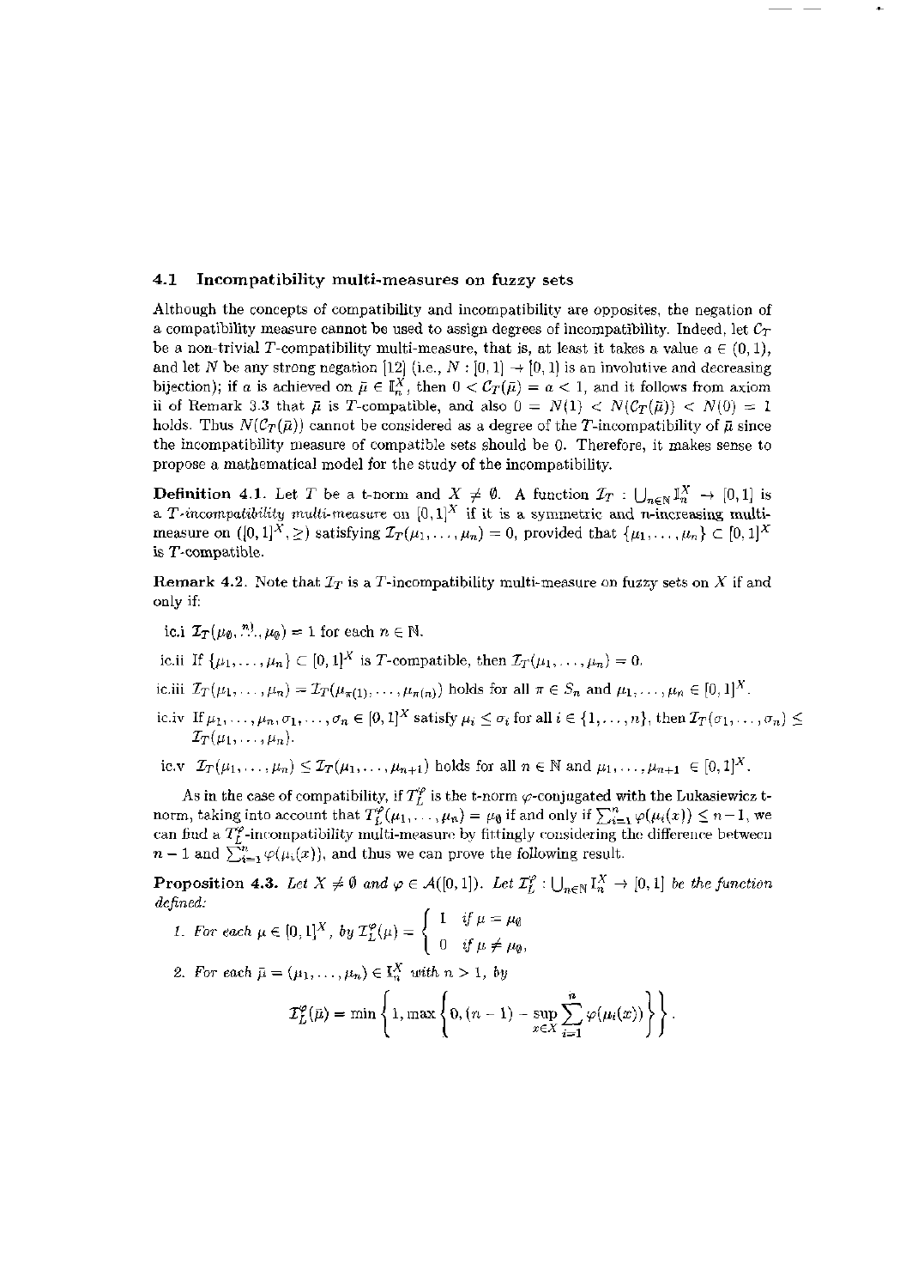### 4.1 Incompatibility multi-measures on fuzzy sets

Although the concepts of compatibility and incompatibility are opposites, the negation of a compatibility measure cannot be used to assign degrees of incompatibility. Indeed, let $\mathcal{C}_T$ be a non-trivial $T$-compatibility multi-measure, that is, at least it takes a value $a \in (0,1)$, and let $N$ be any strong negation [12] (i.e., $N : [0,1] \to [0,1]$ is an involutive and decreasing bijection); if $a$ is achieved on $\bar{\mu} \in \mathbb{I}_n^X$, then $0 < \mathcal{C}_T(\bar{\mu}) = a < 1$, and it follows from axiom ii of Remark 3.3 that $\bar{\mu}$ is $T$-compatible, and also $0 = N(1) < N(\mathcal{C}_T(\bar{\mu})) < N(0) = 1$ holds. Thus $N(\mathcal{C}_T(\bar{\mu}))$ cannot be considered as a degree of the $T$-incompatibility of $\bar{\mu}$ since the incompatibility measure of compatible sets should be 0. Therefore, it makes sense to propose a mathematical model for the study of the incompatibility.

**Definition 4.1.** Let $T$ be a t-norm and $X \neq \emptyset$. A function $\mathcal{I}_T : \bigcup_{n\in\mathbb{N}} \mathbb{I}_n^X \to [0,1]$ is a *$T$-incompatibility multi-measure* on $[0,1]^X$ if it is a symmetric and $n$-increasing multi-measure on $([0,1]^X, \geq)$ satisfying $\mathcal{I}_T(\mu_1, \ldots, \mu_n) = 0$, provided that $\{\mu_1, \ldots, \mu_n\} \subset [0,1]^X$ is $T$-compatible.

**Remark 4.2.** Note that $\mathcal{I}_T$ is a $T$-incompatibility multi-measure on fuzzy sets on $X$ if and only if:

- ic.i $\mathcal{I}_T(\mu_\emptyset, \overset{n)}{\ldots}, \mu_\emptyset) = 1$ for each $n \in \mathbb{N}$.
- ic.ii If $\{\mu_1, \ldots, \mu_n\} \subset [0,1]^X$ is $T$-compatible, then $\mathcal{I}_T(\mu_1, \ldots, \mu_n) = 0$.
- ic.iii $\mathcal{I}_T(\mu_1, \ldots, \mu_n) = \mathcal{I}_T(\mu_{\pi(1)}, \ldots, \mu_{\pi(n)})$ holds for all $\pi \in S_n$ and $\mu_1, \ldots, \mu_n \in [0,1]^X$.
- ic.iv If $\mu_1, \ldots, \mu_n, \sigma_1, \ldots, \sigma_n \in [0,1]^X$ satisfy $\mu_i \leq \sigma_i$ for all $i \in \{1, \ldots, n\}$, then $\mathcal{I}_T(\sigma_1, \ldots, \sigma_n) \leq \mathcal{I}_T(\mu_1, \ldots, \mu_n)$.
- ic.v $\mathcal{I}_T(\mu_1, \ldots, \mu_n) \leq \mathcal{I}_T(\mu_1, \ldots, \mu_{n+1})$ holds for all $n \in \mathbb{N}$ and $\mu_1, \ldots, \mu_{n+1} \in [0,1]^X$.

As in the case of compatibility, if $T_L^\varphi$ is the t-norm $\varphi$-conjugated with the Lukasiewicz t-norm, taking into account that $T_L^\varphi(\mu_1, \ldots, \mu_n) = \mu_\emptyset$ if and only if $\sum_{i=1}^n \varphi(\mu_i(x)) \leq n-1$, we can find a $T_L^\varphi$-incompatibility multi-measure by fittingly considering the difference between $n-1$ and $\sum_{i=1}^n \varphi(\mu_i(x))$, and thus we can prove the following result.

**Proposition 4.3.** *Let $X \neq \emptyset$ and $\varphi \in \mathcal{A}([0,1])$. Let $\mathcal{I}_L^\varphi : \bigcup_{n\in\mathbb{N}} \mathbb{I}_n^X \to [0,1]$ be the function defined:*

1. *For each $\mu \in [0,1]^X$, by* $\mathcal{I}_L^\varphi(\mu) = \begin{cases} 1 & \text{if } \mu = \mu_\emptyset \\ 0 & \text{if } \mu \neq \mu_\emptyset, \end{cases}$
2. *For each $\bar{\mu} = (\mu_1, \ldots, \mu_n) \in \mathbb{I}_n^X$ with $n > 1$, by*

$$\mathcal{I}_L^\varphi(\bar{\mu}) = \min\left\{1, \max\left\{0, (n-1) - \sup_{x\in X} \sum_{i=1}^n \varphi(\mu_i(x))\right\}\right\}.$$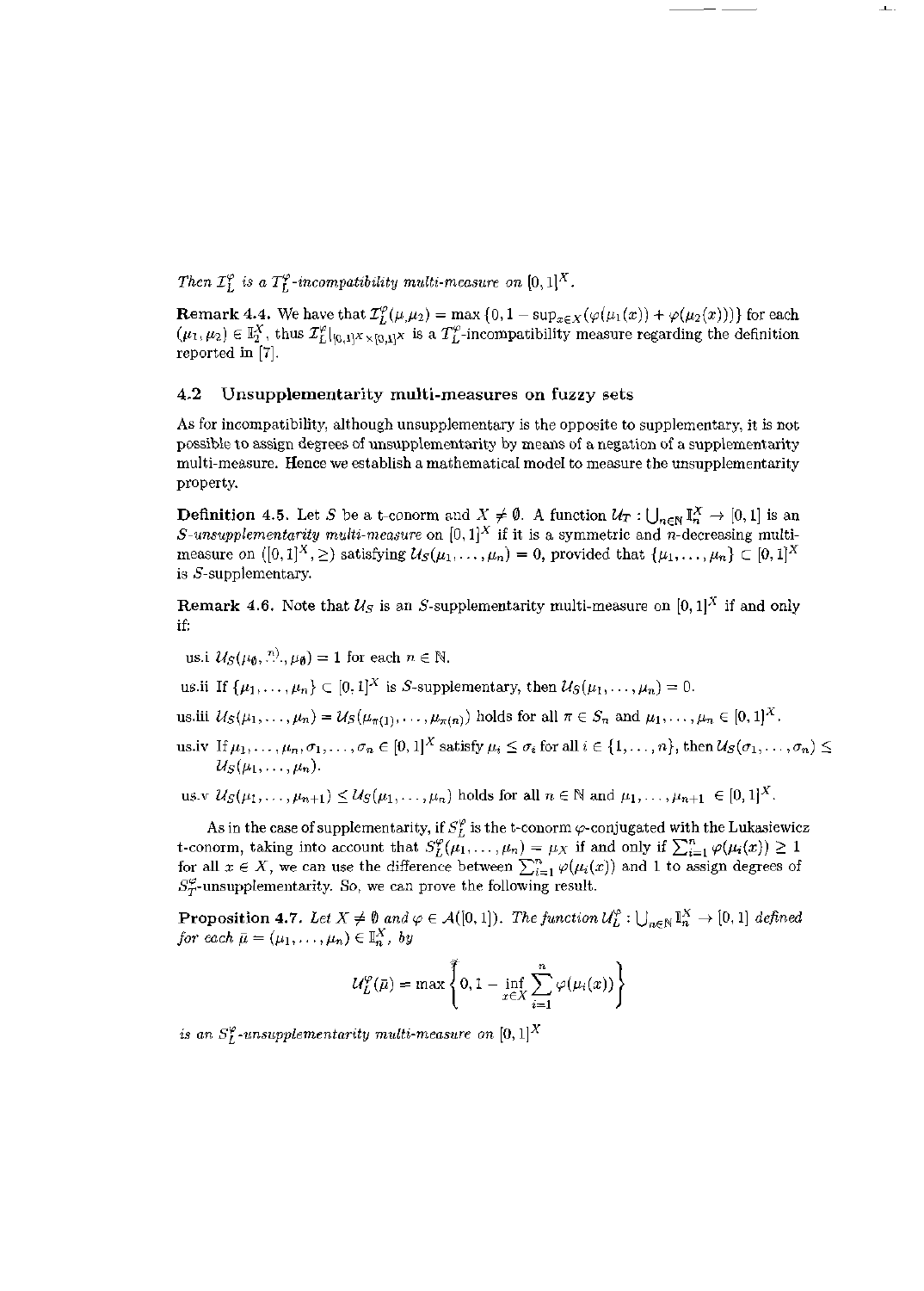*Then $\mathcal{I}_L^\varphi$ is a $T_L^\varphi$-incompatibility multi-measure on $[0,1]^X$.*

**Remark 4.4.** We have that $\mathcal{I}_L^\varphi(\mu,\mu_2) = \max\{0, 1 - \sup_{x\in X}(\varphi(\mu_1(x)) + \varphi(\mu_2(x)))\}$ for each $(\mu_1, \mu_2) \in \mathbb{I}_2^X$, thus $\mathcal{I}_L^\varphi|_{[0,1]^X\times[0,1]^X}$ is a $T_L^\varphi$-incompatibility measure regarding the definition reported in [7].

### 4.2 Unsupplementarity multi-measures on fuzzy sets

As for incompatibility, although unsupplementary is the opposite to supplementary, it is not possible to assign degrees of unsupplementarity by means of a negation of a supplementarity multi-measure. Hence we establish a mathematical model to measure the unsupplementarity property.

**Definition 4.5.** Let $S$ be a t-conorm and $X \neq \emptyset$. A function $\mathcal{U}_T : \bigcup_{n\in\mathbb{N}} \mathbb{I}_n^X \to [0,1]$ is an *$S$-unsupplementarity multi-measure* on $[0,1]^X$ if it is a symmetric and $n$-decreasing multi-measure on $([0,1]^X, \geq)$ satisfying $\mathcal{U}_S(\mu_1, \ldots, \mu_n) = 0$, provided that $\{\mu_1, \ldots, \mu_n\} \subset [0,1]^X$ is $S$-supplementary.

**Remark 4.6.** Note that $\mathcal{U}_S$ is an $S$-supplementarity multi-measure on $[0,1]^X$ if and only if:

us.i $\mathcal{U}_S(\mu_\emptyset, \overset{n)}{\ldots}, \mu_\emptyset) = 1$ for each $n \in \mathbb{N}$.

us.ii If $\{\mu_1, \ldots, \mu_n\} \subset [0,1]^X$ is $S$-supplementary, then $\mathcal{U}_S(\mu_1, \ldots, \mu_n) = 0$.

us.iii $\mathcal{U}_S(\mu_1, \ldots, \mu_n) = \mathcal{U}_S(\mu_{\pi(1)}, \ldots, \mu_{\pi(n)})$ holds for all $\pi \in S_n$ and $\mu_1, \ldots, \mu_n \in [0,1]^X$.

us.iv If $\mu_1, \ldots, \mu_n, \sigma_1, \ldots, \sigma_n \in [0,1]^X$ satisfy $\mu_i \leq \sigma_i$ for all $i \in \{1, \ldots, n\}$, then $\mathcal{U}_S(\sigma_1, \ldots, \sigma_n) \leq \mathcal{U}_S(\mu_1, \ldots, \mu_n)$.

us.v $\mathcal{U}_S(\mu_1, \ldots, \mu_{n+1}) \leq \mathcal{U}_S(\mu_1, \ldots, \mu_n)$ holds for all $n \in \mathbb{N}$ and $\mu_1, \ldots, \mu_{n+1} \in [0,1]^X$.

As in the case of supplementarity, if $S_L^\varphi$ is the t-conorm $\varphi$-conjugated with the Lukasiewicz t-conorm, taking into account that $S_L^\varphi(\mu_1, \ldots, \mu_n) = \mu_X$ if and only if $\sum_{i=1}^n \varphi(\mu_i(x)) \geq 1$ for all $x \in X$, we can use the difference between $\sum_{i=1}^n \varphi(\mu_i(x))$ and 1 to assign degrees of $S_T^\varphi$-unsupplementarity. So, we can prove the following result.

**Proposition 4.7.** *Let $X \neq \emptyset$ and $\varphi \in \mathcal{A}([0,1])$. The function $\mathcal{U}_L^\varphi : \bigcup_{n\in\mathbb{N}} \mathbb{I}_n^X \to [0,1]$ defined for each $\bar{\mu} = (\mu_1, \ldots, \mu_n) \in \mathbb{I}_n^X$, by*

$$\mathcal{U}_L^\varphi(\bar{\mu}) = \max\left\{0, 1 - \inf_{x\in X} \sum_{i=1}^n \varphi(\mu_i(x))\right\}$$

*is an $S_L^\varphi$-unsupplementarity multi-measure on $[0,1]^X$*